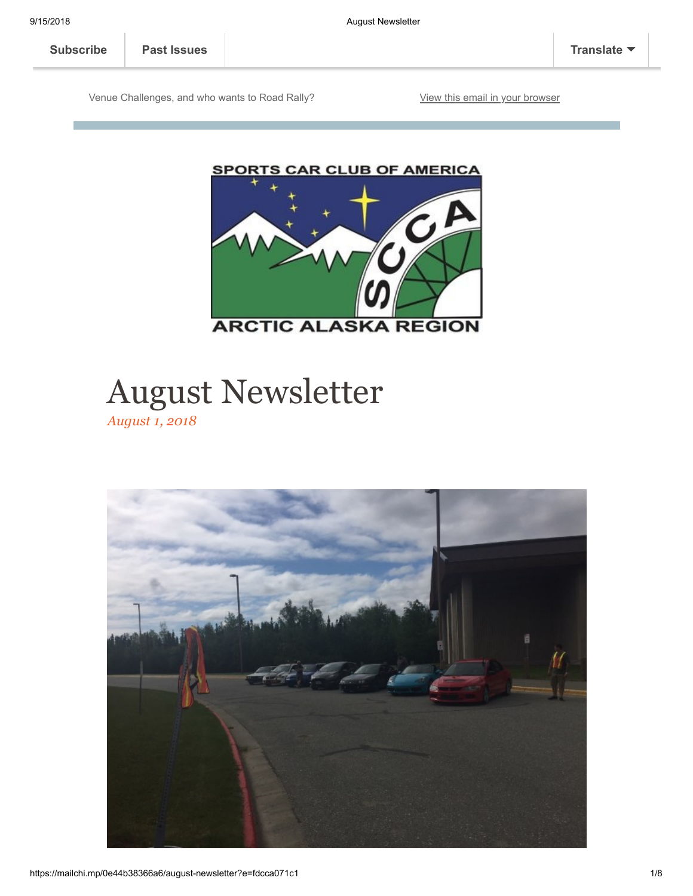Subscribe | Past Issues | Translate

Venue Challenges, and who wants to Road Rally?

View this email in your browser

SPORTS CAR CLUB OF AMERICA

SCCA

ARCTIC ALASKA REGION

# August Newsletter

*August 1, 2018*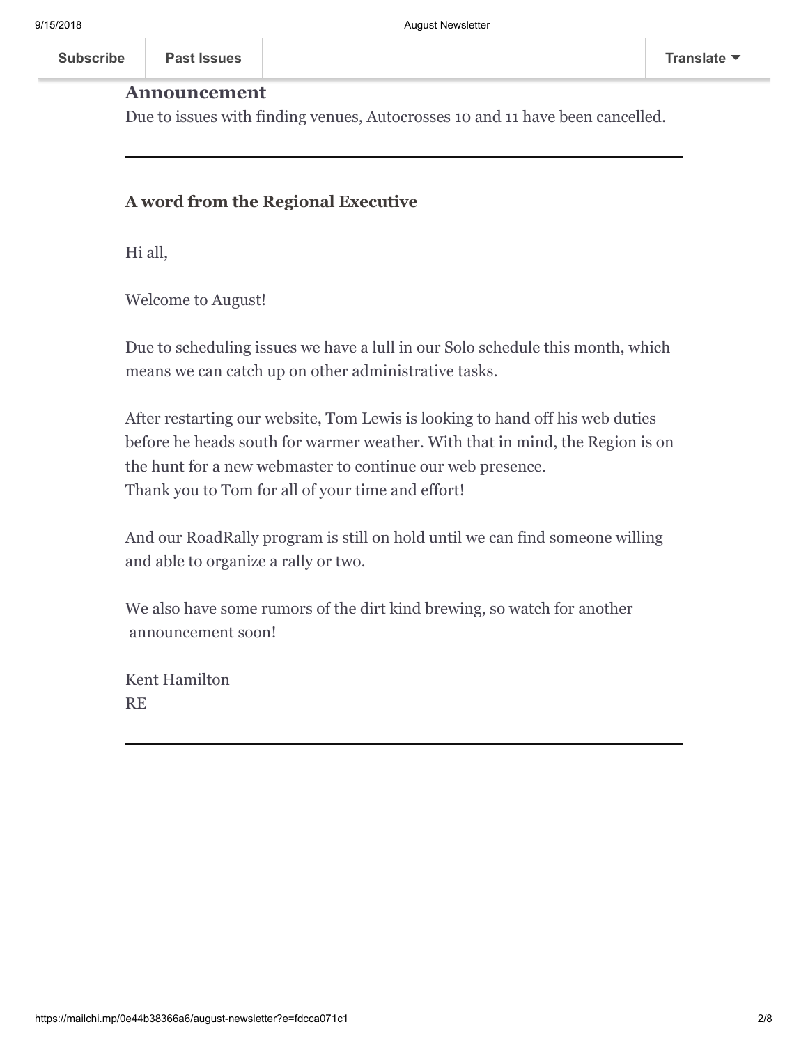## Announcement

Due to issues with finding venues, Autocrosses 10 and 11 have been cancelled.

---

### A word from the Regional Executive

Hi all,

Welcome to August!

Due to scheduling issues we have a lull in our Solo schedule this month, which means we can catch up on other administrative tasks.

After restarting our website, Tom Lewis is looking to hand off his web duties before he heads south for warmer weather. With that in mind, the Region is on the hunt for a new webmaster to continue our web presence.
Thank you to Tom for all of your time and effort!

And our RoadRally program is still on hold until we can find someone willing and able to organize a rally or two.

We also have some rumors of the dirt kind brewing, so watch for another announcement soon!

Kent Hamilton
RE

---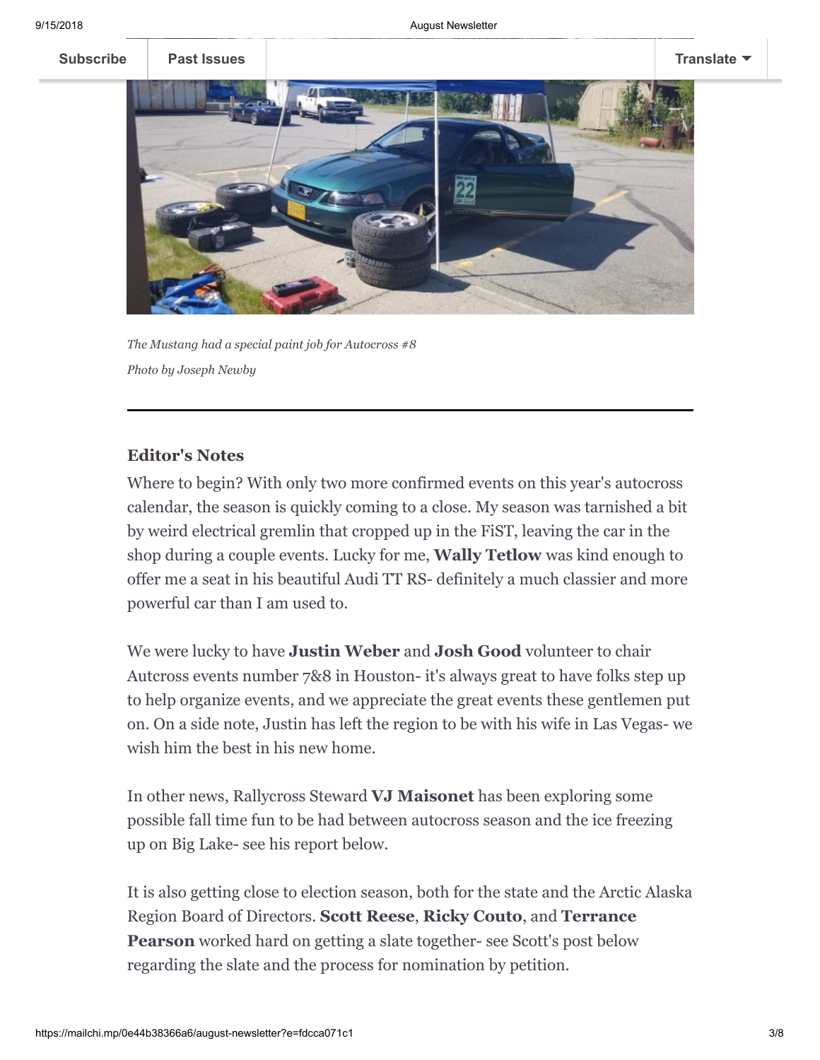*The Mustang had a special paint job for Autocross #8*

*Photo by Joseph Newby*

---

### Editor's Notes

Where to begin? With only two more confirmed events on this year's autocross calendar, the season is quickly coming to a close. My season was tarnished a bit by weird electrical gremlin that cropped up in the FiST, leaving the car in the shop during a couple events. Lucky for me, **Wally Tetlow** was kind enough to offer me a seat in his beautiful Audi TT RS- definitely a much classier and more powerful car than I am used to.

We were lucky to have **Justin Weber** and **Josh Good** volunteer to chair Autcross events number 7&8 in Houston- it's always great to have folks step up to help organize events, and we appreciate the great events these gentlemen put on. On a side note, Justin has left the region to be with his wife in Las Vegas- we wish him the best in his new home.

In other news, Rallycross Steward **VJ Maisonet** has been exploring some possible fall time fun to be had between autocross season and the ice freezing up on Big Lake- see his report below.

It is also getting close to election season, both for the state and the Arctic Alaska Region Board of Directors. **Scott Reese**, **Ricky Couto**, and **Terrance Pearson** worked hard on getting a slate together- see Scott's post below regarding the slate and the process for nomination by petition.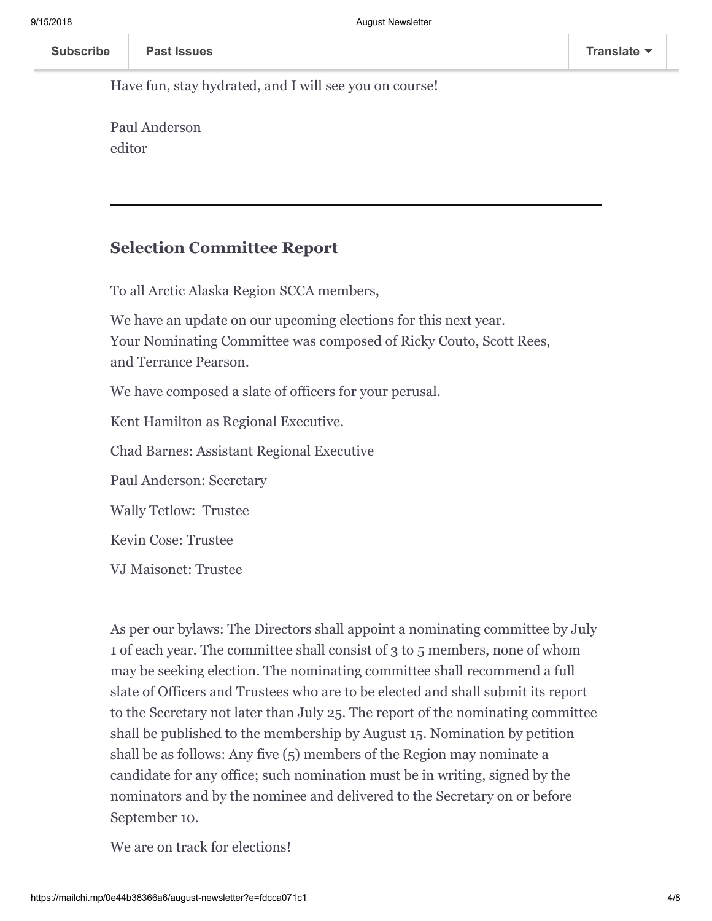Have fun, stay hydrated, and I will see you on course!

Paul Anderson
editor

---

## Selection Committee Report

To all Arctic Alaska Region SCCA members,

We have an update on our upcoming elections for this next year.
Your Nominating Committee was composed of Ricky Couto, Scott Rees, and Terrance Pearson.

We have composed a slate of officers for your perusal.

Kent Hamilton as Regional Executive.

Chad Barnes: Assistant Regional Executive

Paul Anderson: Secretary

Wally Tetlow: Trustee

Kevin Cose: Trustee

VJ Maisonet: Trustee

As per our bylaws: The Directors shall appoint a nominating committee by July 1 of each year. The committee shall consist of 3 to 5 members, none of whom may be seeking election. The nominating committee shall recommend a full slate of Officers and Trustees who are to be elected and shall submit its report to the Secretary not later than July 25. The report of the nominating committee shall be published to the membership by August 15. Nomination by petition shall be as follows: Any five (5) members of the Region may nominate a candidate for any office; such nomination must be in writing, signed by the nominators and by the nominee and delivered to the Secretary on or before September 10.

We are on track for elections!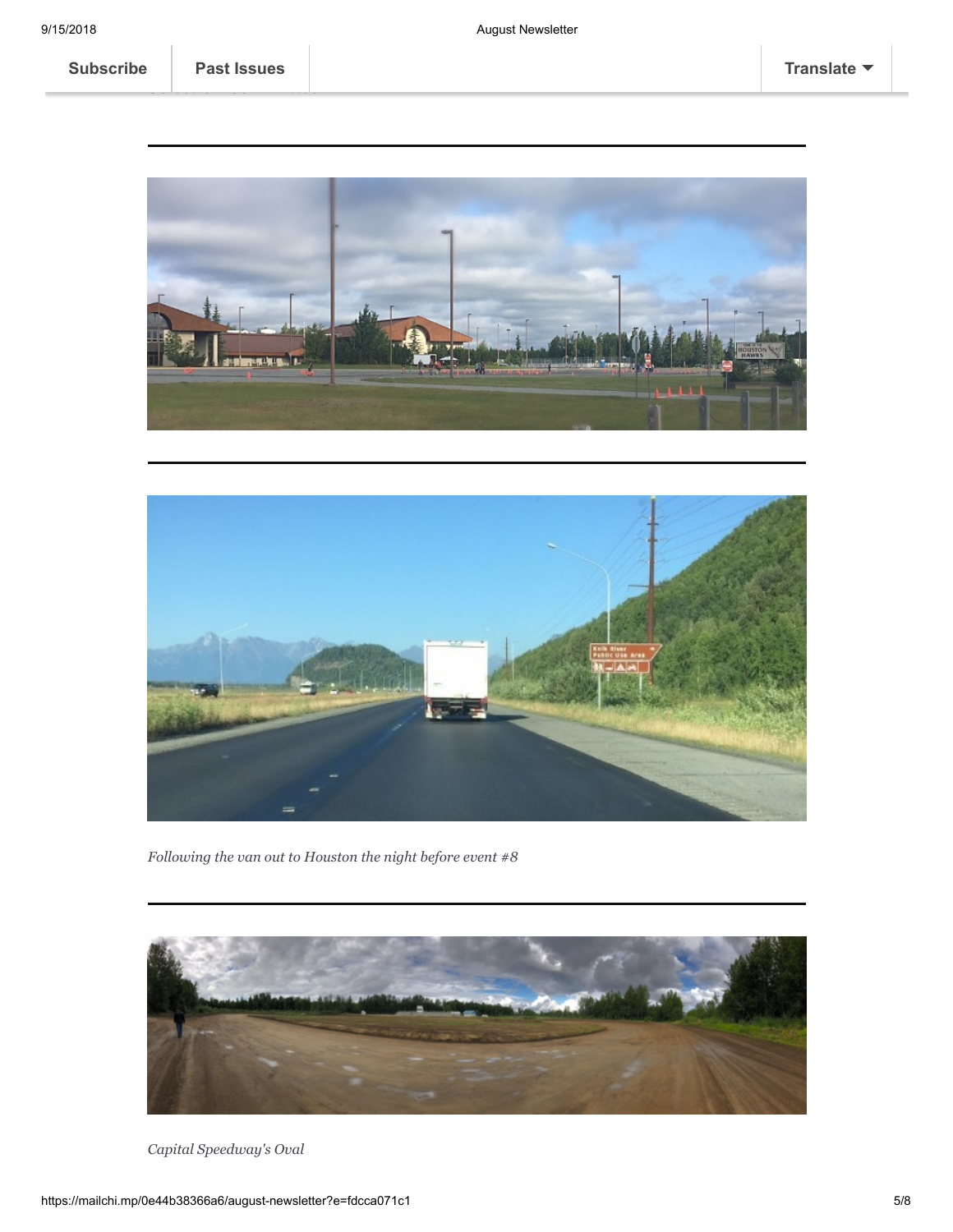---

---

*Following the van out to Houston the night before event #8*

---

*Capital Speedway's Oval*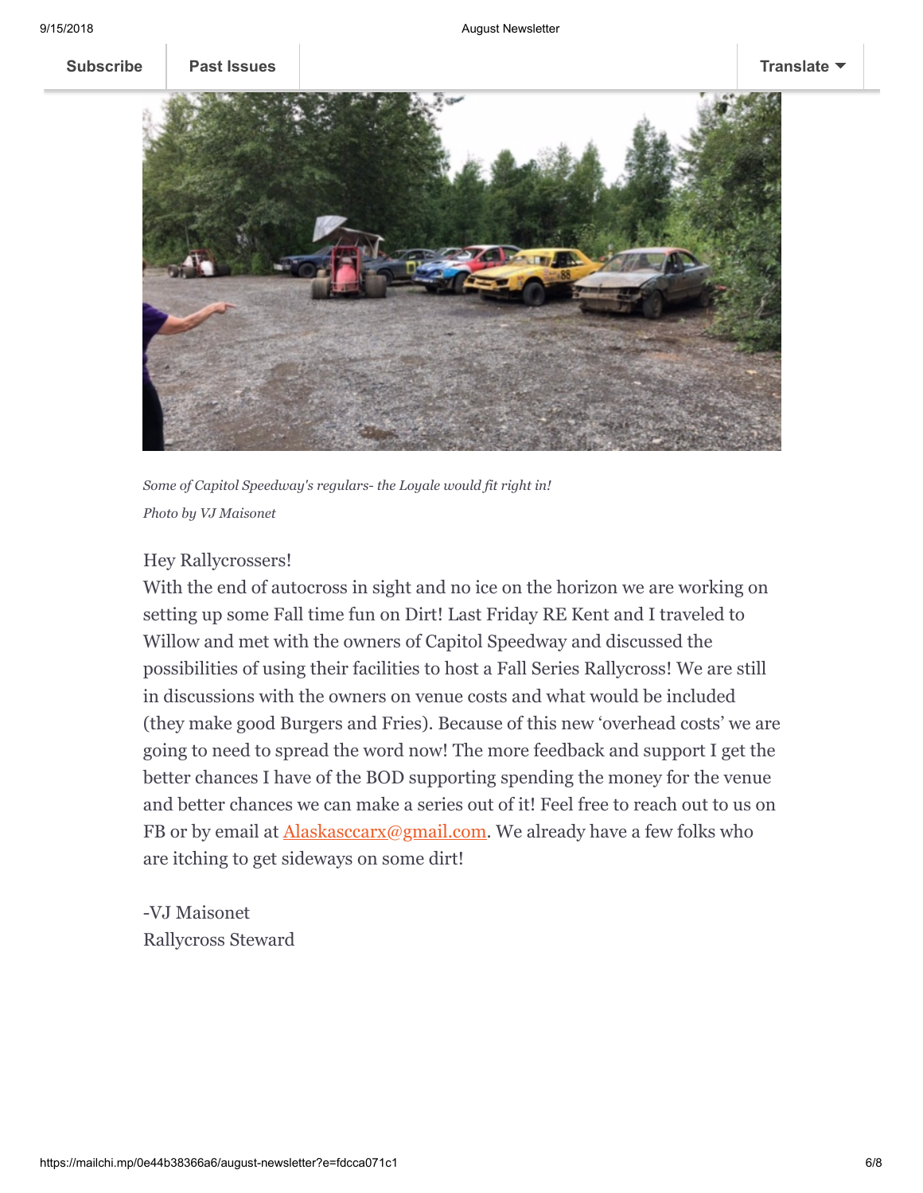*Some of Capitol Speedway's regulars- the Loyale would fit right in!*

*Photo by VJ Maisonet*

Hey Rallycrossers!
With the end of autocross in sight and no ice on the horizon we are working on setting up some Fall time fun on Dirt! Last Friday RE Kent and I traveled to Willow and met with the owners of Capitol Speedway and discussed the possibilities of using their facilities to host a Fall Series Rallycross! We are still in discussions with the owners on venue costs and what would be included (they make good Burgers and Fries). Because of this new 'overhead costs' we are going to need to spread the word now! The more feedback and support I get the better chances I have of the BOD supporting spending the money for the venue and better chances we can make a series out of it! Feel free to reach out to us on FB or by email at Alaskasccarx@gmail.com. We already have a few folks who are itching to get sideways on some dirt!

-VJ Maisonet
Rallycross Steward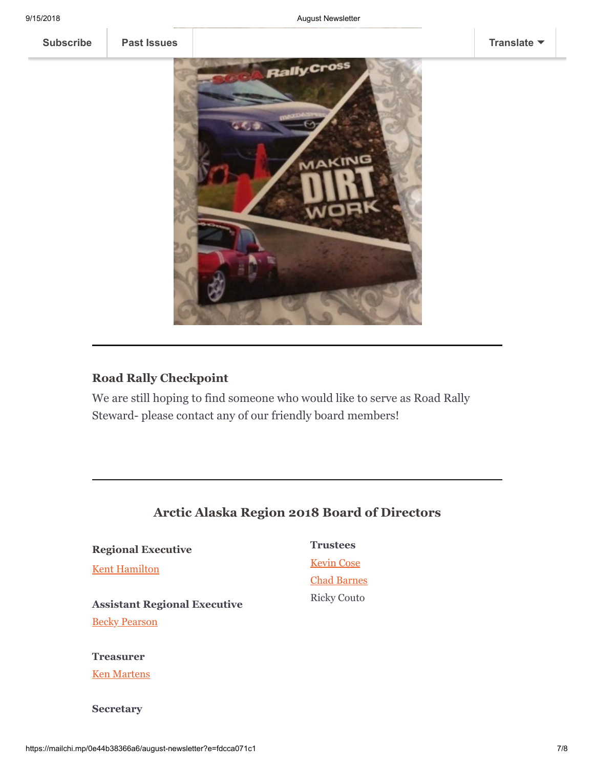Subscribe | Past Issues | Translate

### Road Rally Checkpoint

We are still hoping to find someone who would like to serve as Road Rally Steward- please contact any of our friendly board members!

## Arctic Alaska Region 2018 Board of Directors

**Regional Executive**

Kent Hamilton

**Assistant Regional Executive**

Becky Pearson

**Treasurer**

Ken Martens

**Secretary**

**Trustees**

Kevin Cose

Chad Barnes

Ricky Couto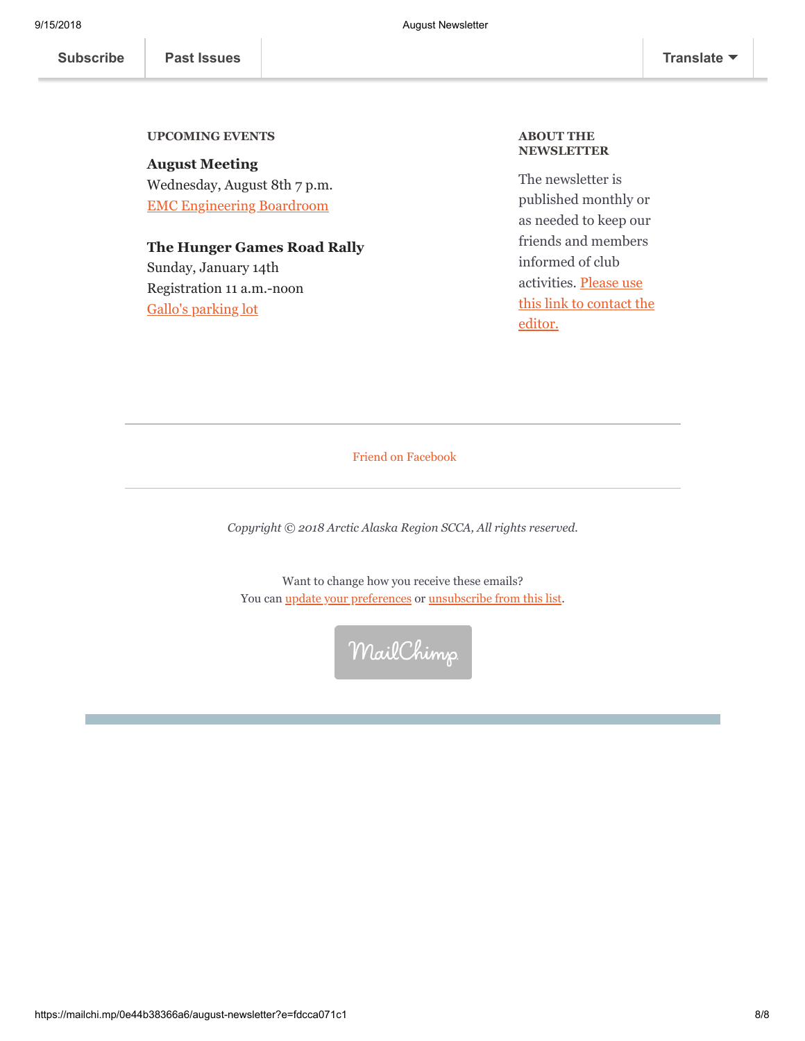Subscribe | Past Issues | Translate

## UPCOMING EVENTS

**August Meeting**
Wednesday, August 8th 7 p.m.
EMC Engineering Boardroom

**The Hunger Games Road Rally**
Sunday, January 14th
Registration 11 a.m.-noon
Gallo's parking lot

## ABOUT THE NEWSLETTER

The newsletter is published monthly or as needed to keep our friends and members informed of club activities. Please use this link to contact the editor.

---

Friend on Facebook

---

*Copyright © 2018 Arctic Alaska Region SCCA, All rights reserved.*

Want to change how you receive these emails?
You can update your preferences or unsubscribe from this list.

MailChimp